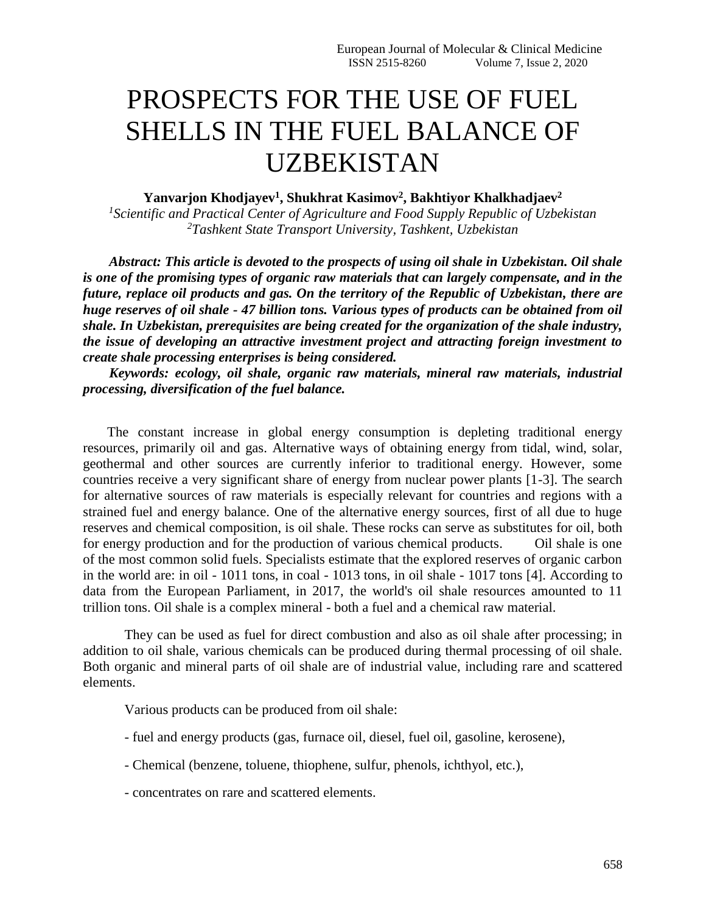# PROSPECTS FOR THE USE OF FUEL SHELLS IN THE FUEL BALANCE OF UZBEKISTAN

**Yanvarjon Khodjayev[1], Shukhrat Kasimov[2], Bakhtiyor Khalkhadjaev[2]**

*[1]Scientific and Practical Center of Agriculture and Food Supply Republic of Uzbekistan*
*[2]Tashkent State Transport University, Tashkent, Uzbekistan*

***Abstract: This article is devoted to the prospects of using oil shale in Uzbekistan. Oil shale is one of the promising types of organic raw materials that can largely compensate, and in the future, replace oil products and gas. On the territory of the Republic of Uzbekistan, there are huge reserves of oil shale - 47 billion tons. Various types of products can be obtained from oil shale. In Uzbekistan, prerequisites are being created for the organization of the shale industry, the issue of developing an attractive investment project and attracting foreign investment to create shale processing enterprises is being considered.***

***Keywords: ecology, oil shale, organic raw materials, mineral raw materials, industrial processing, diversification of the fuel balance.***

The constant increase in global energy consumption is depleting traditional energy resources, primarily oil and gas. Alternative ways of obtaining energy from tidal, wind, solar, geothermal and other sources are currently inferior to traditional energy. However, some countries receive a very significant share of energy from nuclear power plants [1-3]. The search for alternative sources of raw materials is especially relevant for countries and regions with a strained fuel and energy balance. One of the alternative energy sources, first of all due to huge reserves and chemical composition, is oil shale. These rocks can serve as substitutes for oil, both for energy production and for the production of various chemical products. Oil shale is one of the most common solid fuels. Specialists estimate that the explored reserves of organic carbon in the world are: in oil - 1011 tons, in coal - 1013 tons, in oil shale - 1017 tons [4]. According to data from the European Parliament, in 2017, the world's oil shale resources amounted to 11 trillion tons. Oil shale is a complex mineral - both a fuel and a chemical raw material.

They can be used as fuel for direct combustion and also as oil shale after processing; in addition to oil shale, various chemicals can be produced during thermal processing of oil shale. Both organic and mineral parts of oil shale are of industrial value, including rare and scattered elements.

Various products can be produced from oil shale:

- fuel and energy products (gas, furnace oil, diesel, fuel oil, gasoline, kerosene),
- Chemical (benzene, toluene, thiophene, sulfur, phenols, ichthyol, etc.),
- concentrates on rare and scattered elements.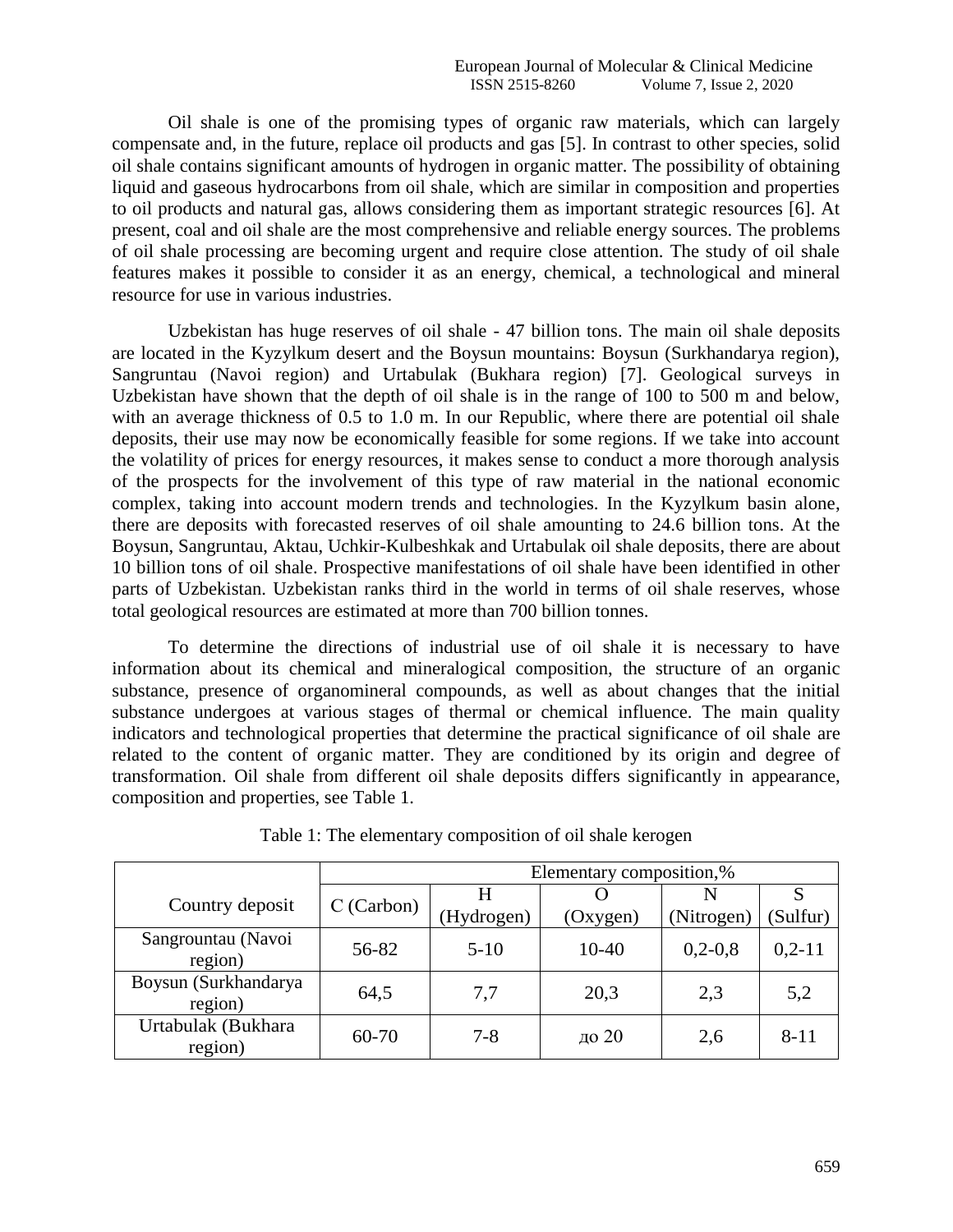Oil shale is one of the promising types of organic raw materials, which can largely compensate and, in the future, replace oil products and gas [5]. In contrast to other species, solid oil shale contains significant amounts of hydrogen in organic matter. The possibility of obtaining liquid and gaseous hydrocarbons from oil shale, which are similar in composition and properties to oil products and natural gas, allows considering them as important strategic resources [6]. At present, coal and oil shale are the most comprehensive and reliable energy sources. The problems of oil shale processing are becoming urgent and require close attention. The study of oil shale features makes it possible to consider it as an energy, chemical, a technological and mineral resource for use in various industries.

Uzbekistan has huge reserves of oil shale - 47 billion tons. The main oil shale deposits are located in the Kyzylkum desert and the Boysun mountains: Boysun (Surkhandarya region), Sangruntau (Navoi region) and Urtabulak (Bukhara region) [7]. Geological surveys in Uzbekistan have shown that the depth of oil shale is in the range of 100 to 500 m and below, with an average thickness of 0.5 to 1.0 m. In our Republic, where there are potential oil shale deposits, their use may now be economically feasible for some regions. If we take into account the volatility of prices for energy resources, it makes sense to conduct a more thorough analysis of the prospects for the involvement of this type of raw material in the national economic complex, taking into account modern trends and technologies. In the Kyzylkum basin alone, there are deposits with forecasted reserves of oil shale amounting to 24.6 billion tons. At the Boysun, Sangruntau, Aktau, Uchkir-Kulbeshkak and Urtabulak oil shale deposits, there are about 10 billion tons of oil shale. Prospective manifestations of oil shale have been identified in other parts of Uzbekistan. Uzbekistan ranks third in the world in terms of oil shale reserves, whose total geological resources are estimated at more than 700 billion tonnes.

To determine the directions of industrial use of oil shale it is necessary to have information about its chemical and mineralogical composition, the structure of an organic substance, presence of organomineral compounds, as well as about changes that the initial substance undergoes at various stages of thermal or chemical influence. The main quality indicators and technological properties that determine the practical significance of oil shale are related to the content of organic matter. They are conditioned by its origin and degree of transformation. Oil shale from different oil shale deposits differs significantly in appearance, composition and properties, see Table 1.

Table 1: The elementary composition of oil shale kerogen

| Country deposit | Elementary composition,% | | | | |
|---|---|---|---|---|---|
| | C (Carbon) | H (Hydrogen) | O (Oxygen) | N (Nitrogen) | S (Sulfur) |
| Sangrountau (Navoi region) | 56-82 | 5-10 | 10-40 | 0,2-0,8 | 0,2-11 |
| Boysun (Surkhandarya region) | 64,5 | 7,7 | 20,3 | 2,3 | 5,2 |
| Urtabulak (Bukhara region) | 60-70 | 7-8 | до 20 | 2,6 | 8-11 |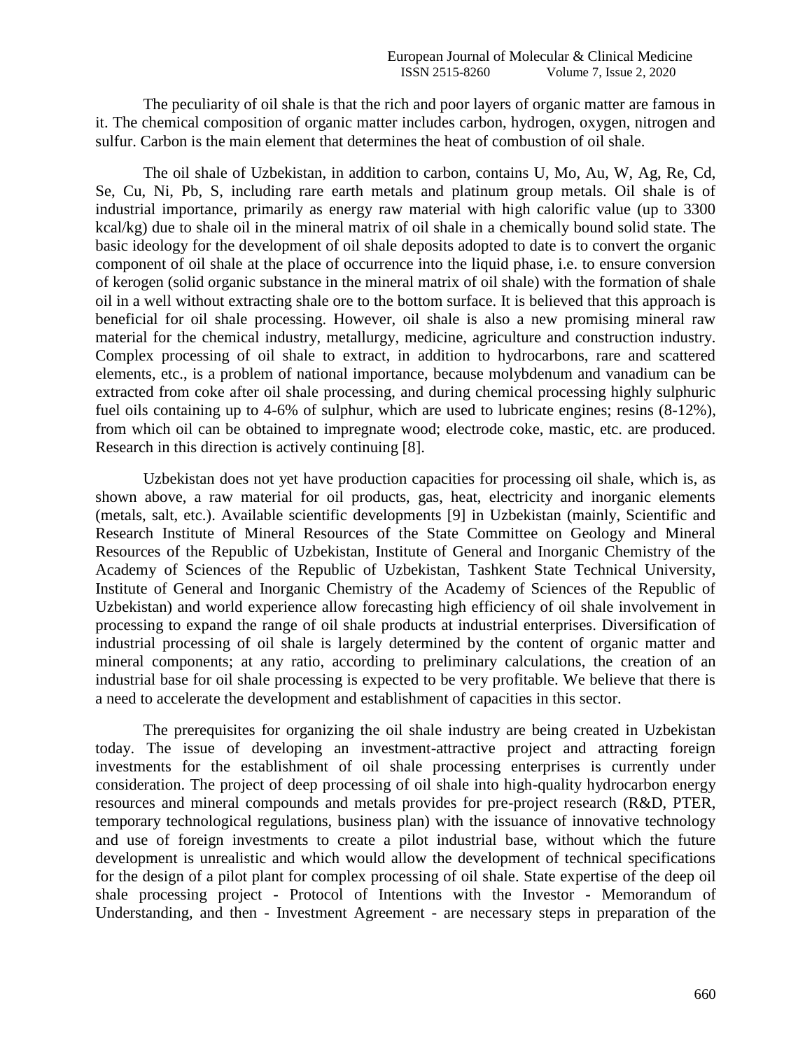The peculiarity of oil shale is that the rich and poor layers of organic matter are famous in it. The chemical composition of organic matter includes carbon, hydrogen, oxygen, nitrogen and sulfur. Carbon is the main element that determines the heat of combustion of oil shale.

The oil shale of Uzbekistan, in addition to carbon, contains U, Mo, Au, W, Ag, Re, Cd, Se, Cu, Ni, Pb, S, including rare earth metals and platinum group metals. Oil shale is of industrial importance, primarily as energy raw material with high calorific value (up to 3300 kcal/kg) due to shale oil in the mineral matrix of oil shale in a chemically bound solid state. The basic ideology for the development of oil shale deposits adopted to date is to convert the organic component of oil shale at the place of occurrence into the liquid phase, i.e. to ensure conversion of kerogen (solid organic substance in the mineral matrix of oil shale) with the formation of shale oil in a well without extracting shale ore to the bottom surface. It is believed that this approach is beneficial for oil shale processing. However, oil shale is also a new promising mineral raw material for the chemical industry, metallurgy, medicine, agriculture and construction industry. Complex processing of oil shale to extract, in addition to hydrocarbons, rare and scattered elements, etc., is a problem of national importance, because molybdenum and vanadium can be extracted from coke after oil shale processing, and during chemical processing highly sulphuric fuel oils containing up to 4-6% of sulphur, which are used to lubricate engines; resins (8-12%), from which oil can be obtained to impregnate wood; electrode coke, mastic, etc. are produced. Research in this direction is actively continuing [8].

Uzbekistan does not yet have production capacities for processing oil shale, which is, as shown above, a raw material for oil products, gas, heat, electricity and inorganic elements (metals, salt, etc.). Available scientific developments [9] in Uzbekistan (mainly, Scientific and Research Institute of Mineral Resources of the State Committee on Geology and Mineral Resources of the Republic of Uzbekistan, Institute of General and Inorganic Chemistry of the Academy of Sciences of the Republic of Uzbekistan, Tashkent State Technical University, Institute of General and Inorganic Chemistry of the Academy of Sciences of the Republic of Uzbekistan) and world experience allow forecasting high efficiency of oil shale involvement in processing to expand the range of oil shale products at industrial enterprises. Diversification of industrial processing of oil shale is largely determined by the content of organic matter and mineral components; at any ratio, according to preliminary calculations, the creation of an industrial base for oil shale processing is expected to be very profitable. We believe that there is a need to accelerate the development and establishment of capacities in this sector.

The prerequisites for organizing the oil shale industry are being created in Uzbekistan today. The issue of developing an investment-attractive project and attracting foreign investments for the establishment of oil shale processing enterprises is currently under consideration. The project of deep processing of oil shale into high-quality hydrocarbon energy resources and mineral compounds and metals provides for pre-project research (R&D, PTER, temporary technological regulations, business plan) with the issuance of innovative technology and use of foreign investments to create a pilot industrial base, without which the future development is unrealistic and which would allow the development of technical specifications for the design of a pilot plant for complex processing of oil shale. State expertise of the deep oil shale processing project - Protocol of Intentions with the Investor - Memorandum of Understanding, and then - Investment Agreement - are necessary steps in preparation of the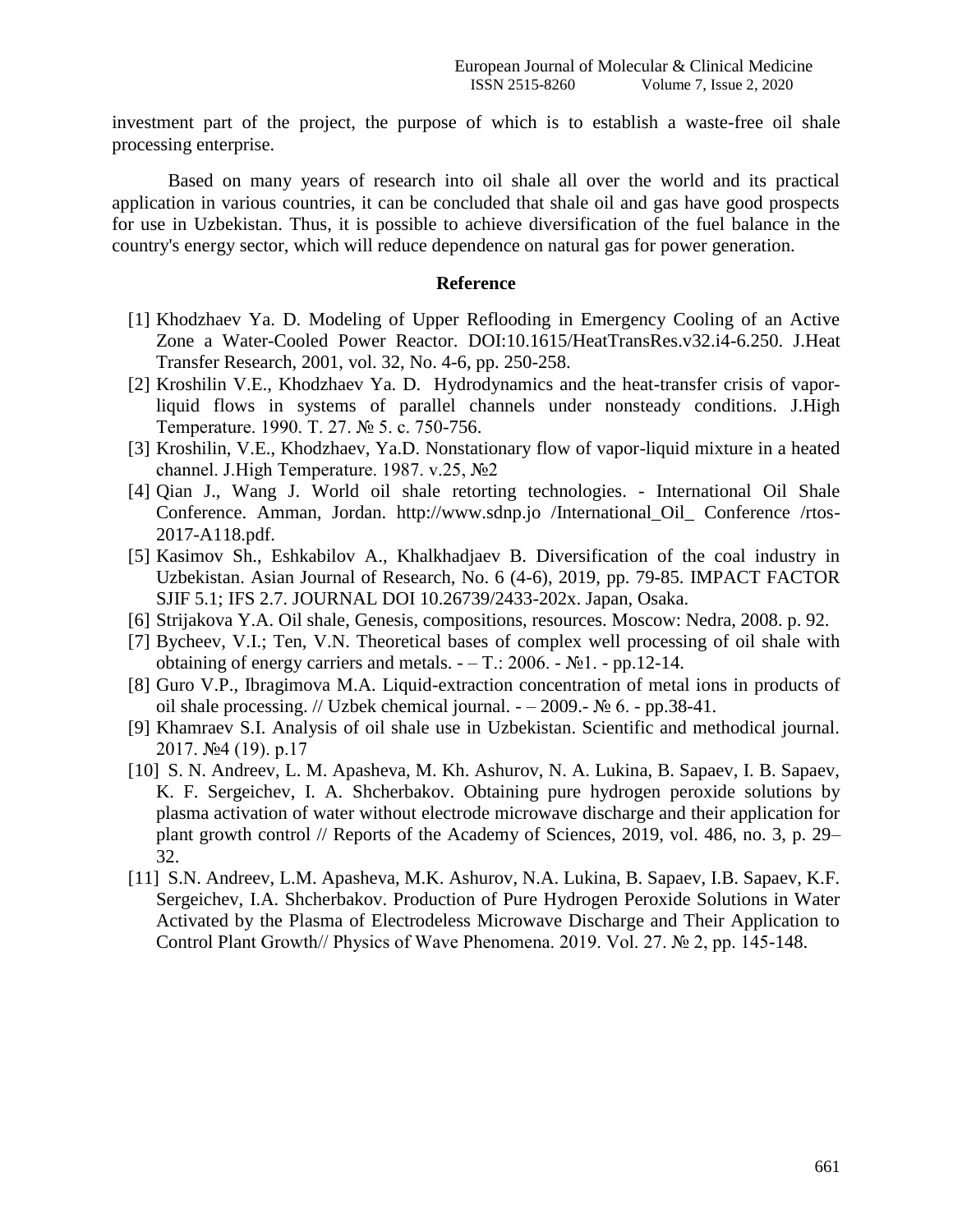investment part of the project, the purpose of which is to establish a waste-free oil shale processing enterprise.

Based on many years of research into oil shale all over the world and its practical application in various countries, it can be concluded that shale oil and gas have good prospects for use in Uzbekistan. Thus, it is possible to achieve diversification of the fuel balance in the country's energy sector, which will reduce dependence on natural gas for power generation.

## Reference

[1] Khodzhaev Ya. D. Modeling of Upper Reflooding in Emergency Cooling of an Active Zone a Water-Cooled Power Reactor. DOI:10.1615/HeatTransRes.v32.i4-6.250. J.Heat Transfer Research, 2001, vol. 32, No. 4-6, pp. 250-258.

[2] Kroshilin V.E., Khodzhaev Ya. D. Hydrodynamics and the heat-transfer crisis of vapor-liquid flows in systems of parallel channels under nonsteady conditions. J.High Temperature. 1990. T. 27. № 5. c. 750-756.

[3] Kroshilin, V.E., Khodzhaev, Ya.D. Nonstationary flow of vapor-liquid mixture in a heated channel. J.High Temperature. 1987. v.25, №2

[4] Qian J., Wang J. World oil shale retorting technologies. - International Oil Shale Conference. Amman, Jordan. http://www.sdnp.jo /International_Oil_ Conference /rtos-2017-A118.pdf.

[5] Kasimov Sh., Eshkabilov A., Khalkhadjaev B. Diversification of the coal industry in Uzbekistan. Asian Journal of Research, No. 6 (4-6), 2019, pp. 79-85. IMPACT FACTOR SJIF 5.1; IFS 2.7. JOURNAL DOI 10.26739/2433-202x. Japan, Osaka.

[6] Strijakova Y.A. Oil shale, Genesis, compositions, resources. Moscow: Nedra, 2008. p. 92.

[7] Bycheev, V.I.; Ten, V.N. Theoretical bases of complex well processing of oil shale with obtaining of energy carriers and metals. - – T.: 2006. - №1. - pp.12-14.

[8] Guro V.P., Ibragimova M.A. Liquid-extraction concentration of metal ions in products of oil shale processing. // Uzbek chemical journal. - – 2009.- № 6. - pp.38-41.

[9] Khamraev S.I. Analysis of oil shale use in Uzbekistan. Scientific and methodical journal. 2017. №4 (19). p.17

[10] S. N. Andreev, L. M. Apasheva, M. Kh. Ashurov, N. A. Lukina, B. Sapaev, I. B. Sapaev, K. F. Sergeichev, I. A. Shcherbakov. Obtaining pure hydrogen peroxide solutions by plasma activation of water without electrode microwave discharge and their application for plant growth control // Reports of the Academy of Sciences, 2019, vol. 486, no. 3, p. 29–32.

[11] S.N. Andreev, L.M. Apasheva, M.K. Ashurov, N.A. Lukina, B. Sapaev, I.B. Sapaev, K.F. Sergeichev, I.A. Shcherbakov. Production of Pure Hydrogen Peroxide Solutions in Water Activated by the Plasma of Electrodeless Microwave Discharge and Their Application to Control Plant Growth// Physics of Wave Phenomena. 2019. Vol. 27. № 2, pp. 145-148.